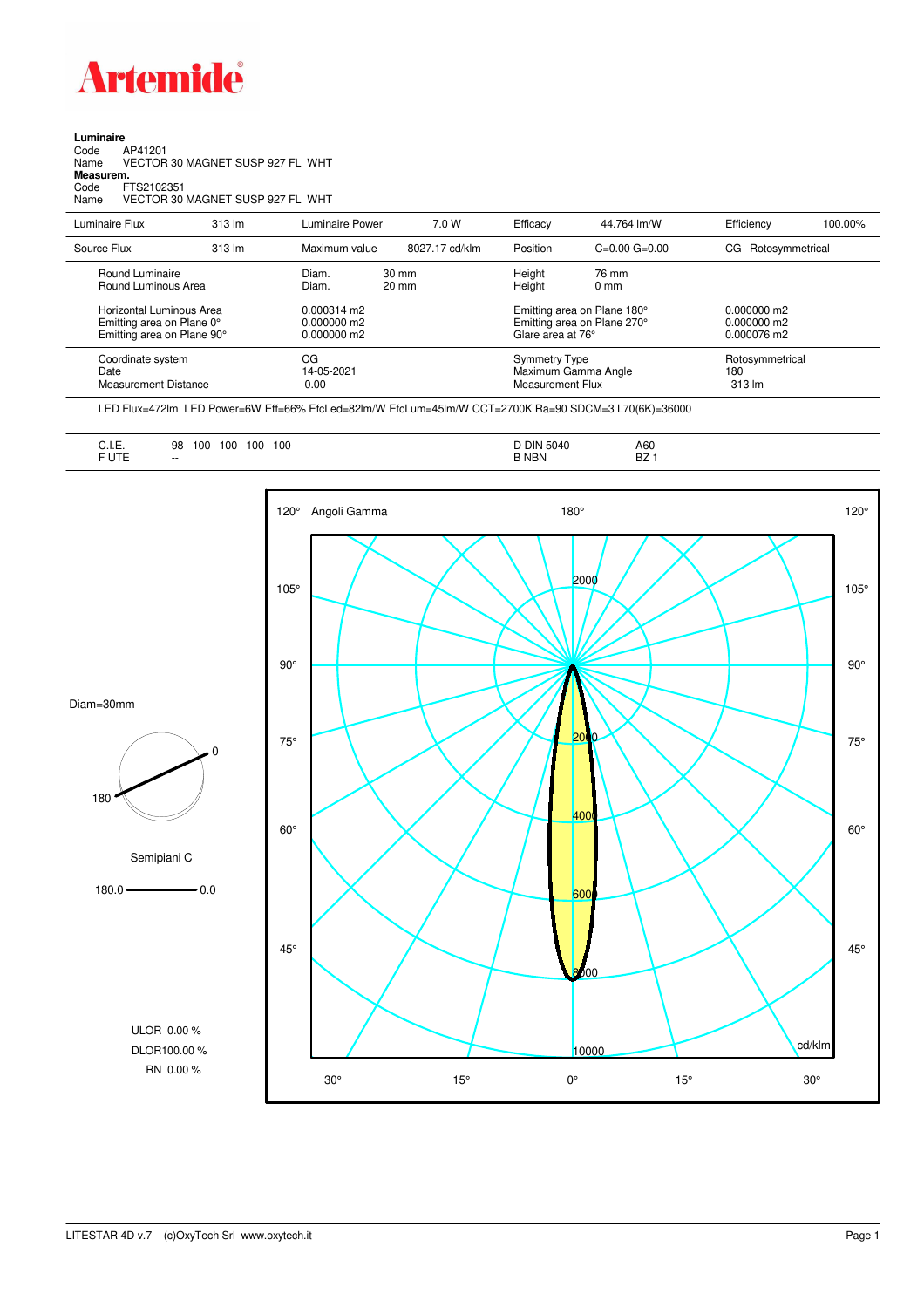Artemide

**Luminaire**
Code AP41201
Name VECTOR 30 MAGNET SUSP 927 FL WHT
**Measurem.**
Code FTS2102351
Name VECTOR 30 MAGNET SUSP 927 FL WHT

| Luminaire Flux | 313 lm | Luminaire Power | 7.0 W | Efficacy | 44.764 lm/W | Efficiency | 100.00% |
|---|---|---|---|---|---|---|---|
| Source Flux | 313 lm | Maximum value | 8027.17 cd/klm | Position | C=0.00 G=0.00 | CG | Rotosymmetrical |

| | | | | |
|---|---|---|---|---|
| Round Luminaire | Diam. 30 mm | Height 76 mm | | |
| Round Luminous Area | Diam. 20 mm | Height 0 mm | | |
| Horizontal Luminous Area | 0.000314 m2 | Emitting area on Plane 180° | 0.000000 m2 | |
| Emitting area on Plane 0° | 0.000000 m2 | Emitting area on Plane 270° | 0.000000 m2 | |
| Emitting area on Plane 90° | 0.000000 m2 | Glare area at 76° | 0.000076 m2 | |
| Coordinate system | CG | Symmetry Type | Rotosymmetrical | |
| Date | 14-05-2021 | Maximum Gamma Angle | 180 | |
| Measurement Distance | 0.00 | Measurement Flux | 313 lm | |

LED Flux=472lm LED Power=6W Eff=66% EfcLed=82lm/W EfcLum=45lm/W CCT=2700K Ra=90 SDCM=3 L70(6K)=36000

| | | | |
|---|---|---|---|
| C.I.E. | 98 100 100 100 100 | D DIN 5040 | A60 |
| F UTE | -- | B NBN | BZ 1 |

Diam=30mm

Semipiani C

180.0 — 0.0

ULOR 0.00 %
DLOR100.00 %
RN 0.00 %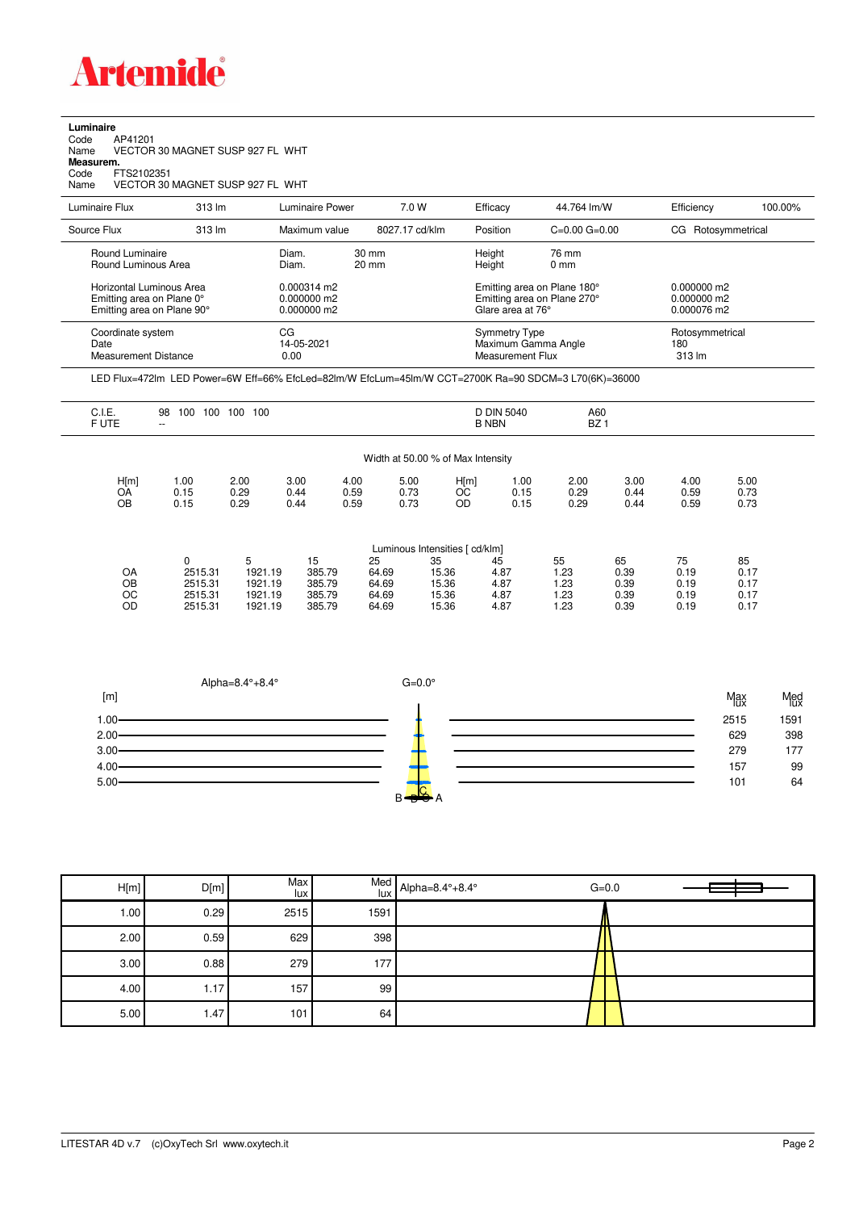**Artemide**

**Luminaire**
Code AP41201
Name VECTOR 30 MAGNET SUSP 927 FL WHT
**Measurem.**
Code FTS2102351
Name VECTOR 30 MAGNET SUSP 927 FL WHT

| | | | | | | | |
|---|---|---|---|---|---|---|---|
| Luminaire Flux | 313 lm | Luminaire Power | 7.0 W | Efficacy | 44.764 lm/W | Efficiency | 100.00% |
| Source Flux | 313 lm | Maximum value | 8027.17 cd/klm | Position | C=0.00 G=0.00 | CG Rotosymmetrical | |

| | | | | | |
|---|---|---|---|---|---|
| Round Luminaire | Diam. | 30 mm | Height | 76 mm | |
| Round Luminous Area | Diam. | 20 mm | Height | 0 mm | |
| Horizontal Luminous Area | 0.000314 m2 | | Emitting area on Plane 180° | | 0.000000 m2 |
| Emitting area on Plane 0° | 0.000000 m2 | | Emitting area on Plane 270° | | 0.000000 m2 |
| Emitting area on Plane 90° | 0.000000 m2 | | Glare area at 76° | | 0.000076 m2 |

| | | | |
|---|---|---|---|
| Coordinate system | CG | Symmetry Type | Rotosymmetrical |
| Date | 14-05-2021 | Maximum Gamma Angle | 180 |
| Measurement Distance | 0.00 | Measurement Flux | 313 lm |

LED Flux=472lm LED Power=6W Eff=66% EfcLed=82lm/W EfcLum=45lm/W CCT=2700K Ra=90 SDCM=3 L70(6K)=36000

| | | | |
|---|---|---|---|
| C.I.E. | 98 100 100 100 100 | D DIN 5040 | A60 |
| F UTE | -- | B NBN | BZ 1 |

Width at 50.00 % of Max Intensity

| H[m] | 1.00 | 2.00 | 3.00 | 4.00 | 5.00 | H[m] | 1.00 | 2.00 | 3.00 | 4.00 | 5.00 |
|---|---|---|---|---|---|---|---|---|---|---|---|
| OA | 0.15 | 0.29 | 0.44 | 0.59 | 0.73 | OC | 0.15 | 0.29 | 0.44 | 0.59 | 0.73 |
| OB | 0.15 | 0.29 | 0.44 | 0.59 | 0.73 | OD | 0.15 | 0.29 | 0.44 | 0.59 | 0.73 |

Luminous Intensities [ cd/klm]

| | 0 | 5 | 15 | 25 | 35 | 45 | 55 | 65 | 75 | 85 |
|---|---|---|---|---|---|---|---|---|---|---|
| OA | 2515.31 | 1921.19 | 385.79 | 64.69 | 15.36 | 4.87 | 1.23 | 0.39 | 0.19 | 0.17 |
| OB | 2515.31 | 1921.19 | 385.79 | 64.69 | 15.36 | 4.87 | 1.23 | 0.39 | 0.19 | 0.17 |
| OC | 2515.31 | 1921.19 | 385.79 | 64.69 | 15.36 | 4.87 | 1.23 | 0.39 | 0.19 | 0.17 |
| OD | 2515.31 | 1921.19 | 385.79 | 64.69 | 15.36 | 4.87 | 1.23 | 0.39 | 0.19 | 0.17 |

Alpha=8.4°+8.4°
G=0.0°
[m]
Max lux
Med lux
1.00 2515 1591
2.00 629 398
3.00 279 177
4.00 157 99
5.00 101 64
B D C A

| H[m] | D[m] | Max lux | Med lux | Alpha=8.4°+8.4° G=0.0 |
|---|---|---|---|---|
| 1.00 | 0.29 | 2515 | 1591 | |
| 2.00 | 0.59 | 629 | 398 | |
| 3.00 | 0.88 | 279 | 177 | |
| 4.00 | 1.17 | 157 | 99 | |
| 5.00 | 1.47 | 101 | 64 | |

LITESTAR 4D v.7 (c)OxyTech Srl www.oxytech.it